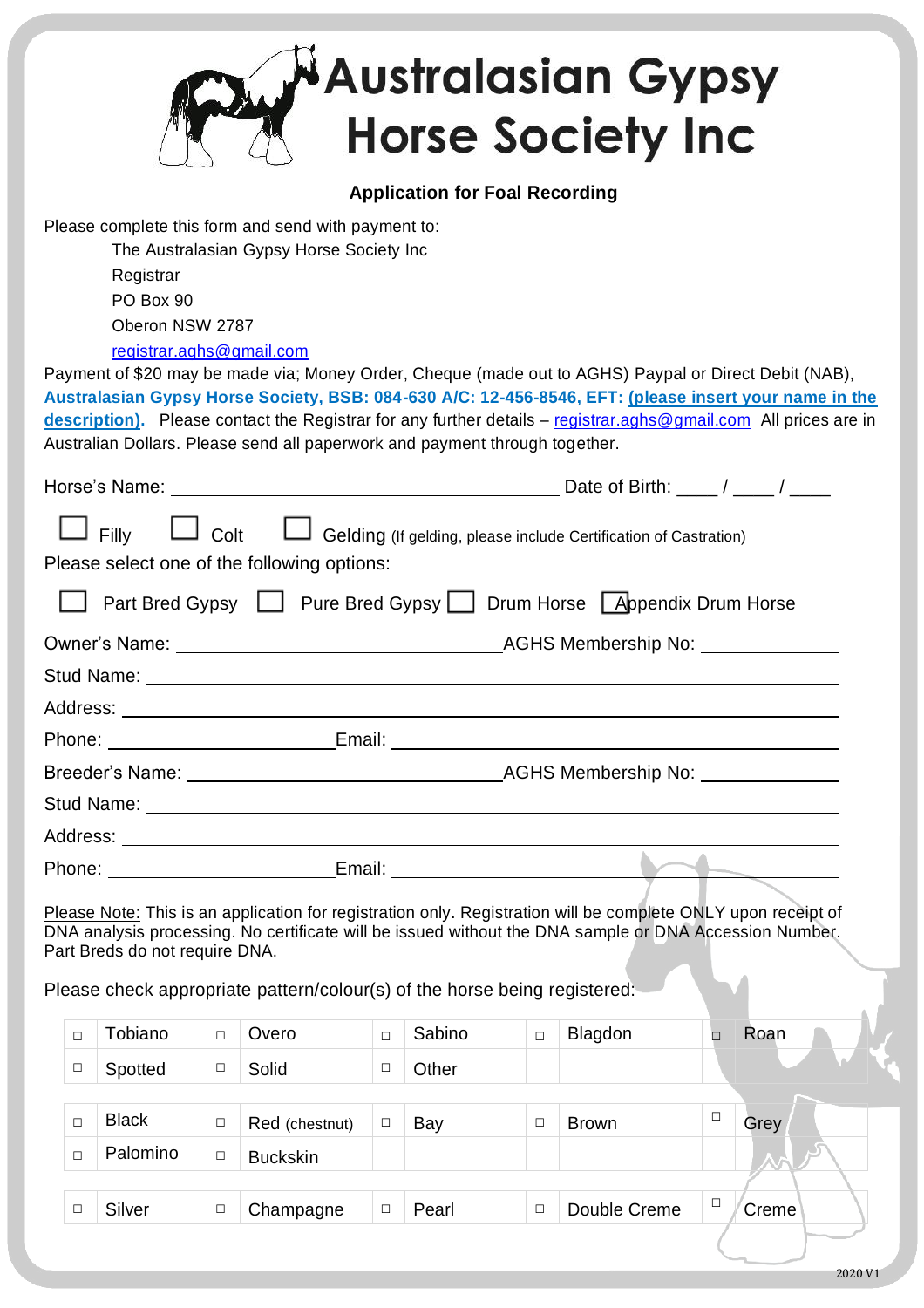# Australasian Gypsy Horse Society Inc

## Application for Foal Recording

Please complete this form and send with payment to:

The Australasian Gypsy Horse Society Inc
Registrar
PO Box 90
Oberon NSW 2787
registrar.aghs@gmail.com

Payment of $20 may be made via; Money Order, Cheque (made out to AGHS) Paypal or Direct Debit (NAB), **Australasian Gypsy Horse Society, BSB: 084-630 A/C: 12-456-8546, EFT: (please insert your name in the description).** Please contact the Registrar for any further details – registrar.aghs@gmail.com All prices are in Australian Dollars. Please send all paperwork and payment through together.

Horse's Name: ______________________ Date of Birth: ____ / ____ / ____

☐ Filly ☐ Colt ☐ Gelding (If gelding, please include Certification of Castration)

Please select one of the following options:

☐ Part Bred Gypsy ☐ Pure Bred Gypsy ☐ Drum Horse ☐ Appendix Drum Horse

Owner's Name: ______________________ AGHS Membership No: __________

Stud Name: ______________________

Address: ______________________

Phone: ______________ Email: ______________________

Breeder's Name: ______________________ AGHS Membership No: __________

Stud Name: ______________________

Address: ______________________

Phone: ______________ Email: ______________________

Please Note: This is an application for registration only. Registration will be complete ONLY upon receipt of DNA analysis processing. No certificate will be issued without the DNA sample or DNA Accession Number. Part Breds do not require DNA.

Please check appropriate pattern/colour(s) of the horse being registered:

| | | | | | | | | | |
|---|---|---|---|---|---|---|---|---|---|
| ☐ | Tobiano | ☐ | Overo | ☐ | Sabino | ☐ | Blagdon | ☐ | Roan |
| ☐ | Spotted | ☐ | Solid | ☐ | Other | | | | |

| | | | | | | | | | |
|---|---|---|---|---|---|---|---|---|---|
| ☐ | Black | ☐ | Red (chestnut) | ☐ | Bay | ☐ | Brown | ☐ | Grey |
| ☐ | Palomino | ☐ | Buckskin | | | | | | |

| | | | | | | | | | |
|---|---|---|---|---|---|---|---|---|---|
| ☐ | Silver | ☐ | Champagne | ☐ | Pearl | ☐ | Double Creme | ☐ | Creme |

2020 V1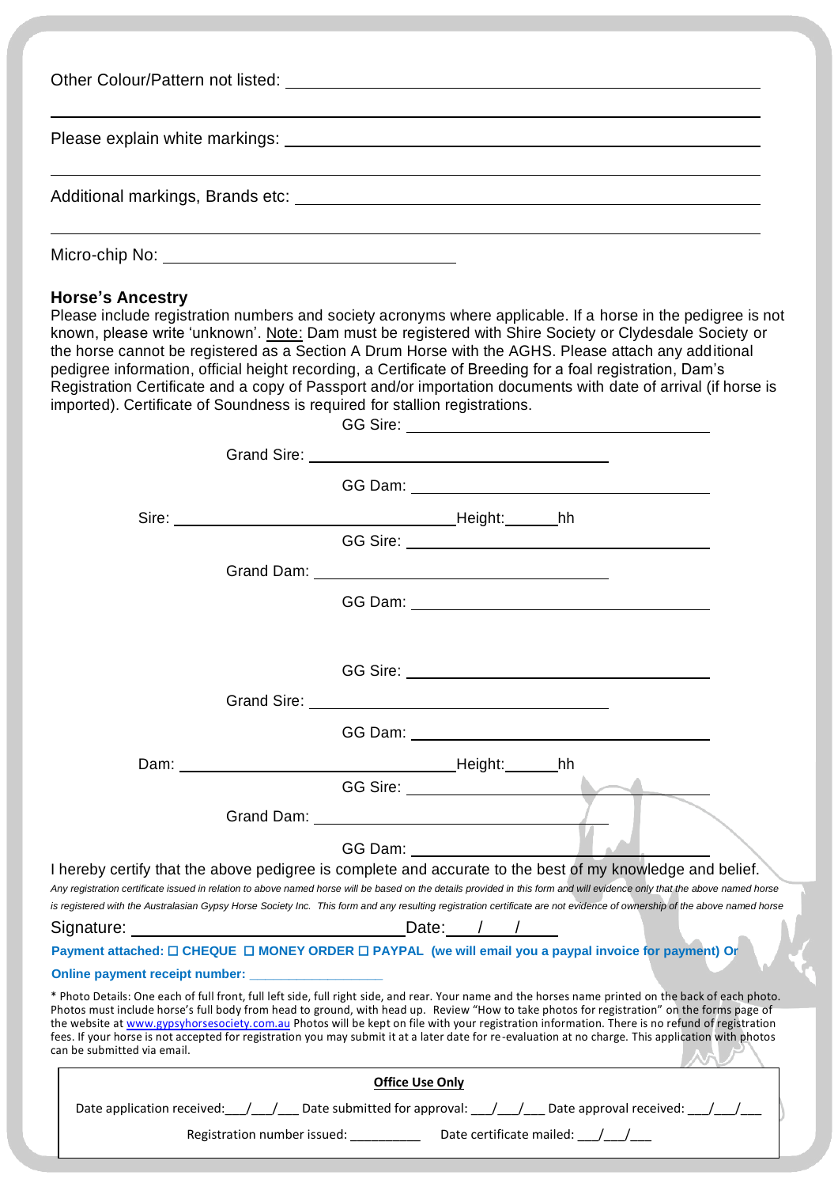Other Colour/Pattern not listed: ______________________________________________

______________________________________________________________________

Please explain white markings: ______________________________________________

______________________________________________________________________

Additional markings, Brands etc: ____________________________________________

______________________________________________________________________

Micro-chip No: ______________________________

### Horse's Ancestry

Please include registration numbers and society acronyms where applicable. If a horse in the pedigree is not known, please write 'unknown'. Note: Dam must be registered with Shire Society or Clydesdale Society or the horse cannot be registered as a Section A Drum Horse with the AGHS. Please attach any additional pedigree information, official height recording, a Certificate of Breeding for a foal registration, Dam's Registration Certificate and a copy of Passport and/or importation documents with date of arrival (if horse is imported). Certificate of Soundness is required for stallion registrations.

GG Sire: ______________________________

Grand Sire: ______________________________

GG Dam: ______________________________

Sire: ______________________________ Height: ______hh

GG Sire: ______________________________

Grand Dam: ______________________________

GG Dam: ______________________________

GG Sire: ______________________________

Grand Sire: ______________________________

GG Dam: ______________________________

Dam: ______________________________ Height: ______hh

GG Sire: ______________________________

Grand Dam: ______________________________

GG Dam: ______________________________

I hereby certify that the above pedigree is complete and accurate to the best of my knowledge and belief.

*Any registration certificate issued in relation to above named horse will be based on the details provided in this form and will evidence only that the above named horse is registered with the Australasian Gypsy Horse Society Inc. This form and any resulting registration certificate are not evidence of ownership of the above named horse*

Signature: ______________________________ Date: ___/___/___

**Payment attached: ☐ CHEQUE ☐ MONEY ORDER ☐ PAYPAL (we will email you a paypal invoice for payment) Or**

**Online payment receipt number: ____________________**

* Photo Details: One each of full front, full left side, full right side, and rear. Your name and the horses name printed on the back of each photo. Photos must include horse's full body from head to ground, with head up. Review "How to take photos for registration" on the forms page of the website at www.gypsyhorsesociety.com.au Photos will be kept on file with your registration information. There is no refund of registration fees. If your horse is not accepted for registration you may submit it at a later date for re-evaluation at no charge. This application with photos can be submitted via email.

**Office Use Only**

Date application received:___/___/___ Date submitted for approval: ___/___/___ Date approval received: ___/___/___

Registration number issued: __________ Date certificate mailed: ___/___/___